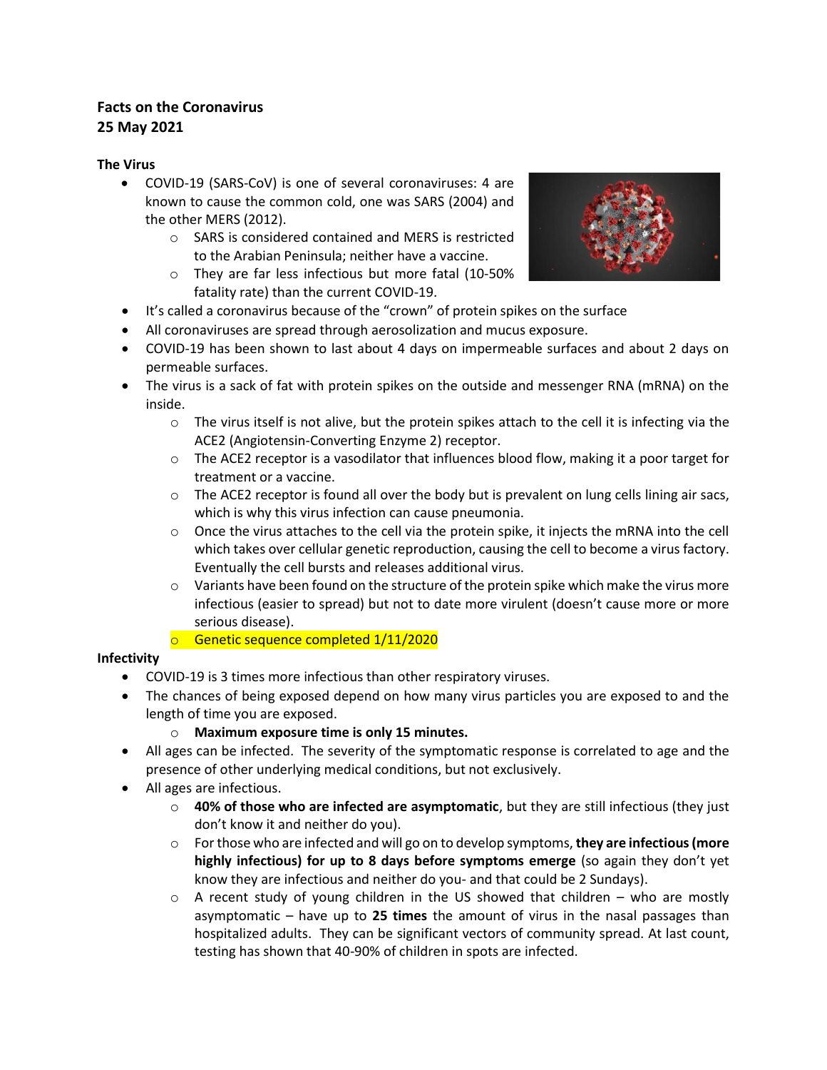**Facts on the Coronavirus**
**25 May 2021**

**The Virus**

- COVID-19 (SARS-CoV) is one of several coronaviruses: 4 are known to cause the common cold, one was SARS (2004) and the other MERS (2012).
    - SARS is considered contained and MERS is restricted to the Arabian Peninsula; neither have a vaccine.
    - They are far less infectious but more fatal (10-50% fatality rate) than the current COVID-19.
- It's called a coronavirus because of the "crown" of protein spikes on the surface
- All coronaviruses are spread through aerosolization and mucus exposure.
- COVID-19 has been shown to last about 4 days on impermeable surfaces and about 2 days on permeable surfaces.
- The virus is a sack of fat with protein spikes on the outside and messenger RNA (mRNA) on the inside.
    - The virus itself is not alive, but the protein spikes attach to the cell it is infecting via the ACE2 (Angiotensin-Converting Enzyme 2) receptor.
    - The ACE2 receptor is a vasodilator that influences blood flow, making it a poor target for treatment or a vaccine.
    - The ACE2 receptor is found all over the body but is prevalent on lung cells lining air sacs, which is why this virus infection can cause pneumonia.
    - Once the virus attaches to the cell via the protein spike, it injects the mRNA into the cell which takes over cellular genetic reproduction, causing the cell to become a virus factory. Eventually the cell bursts and releases additional virus.
    - Variants have been found on the structure of the protein spike which make the virus more infectious (easier to spread) but not to date more virulent (doesn't cause more or more serious disease).
    - Genetic sequence completed 1/11/2020

**Infectivity**

- COVID-19 is 3 times more infectious than other respiratory viruses.
- The chances of being exposed depend on how many virus particles you are exposed to and the length of time you are exposed.
    - **Maximum exposure time is only 15 minutes.**
- All ages can be infected. The severity of the symptomatic response is correlated to age and the presence of other underlying medical conditions, but not exclusively.
- All ages are infectious.
    - **40% of those who are infected are asymptomatic**, but they are still infectious (they just don't know it and neither do you).
    - For those who are infected and will go on to develop symptoms, **they are infectious (more highly infectious) for up to 8 days before symptoms emerge** (so again they don't yet know they are infectious and neither do you- and that could be 2 Sundays).
    - A recent study of young children in the US showed that children – who are mostly asymptomatic – have up to **25 times** the amount of virus in the nasal passages than hospitalized adults. They can be significant vectors of community spread. At last count, testing has shown that 40-90% of children in spots are infected.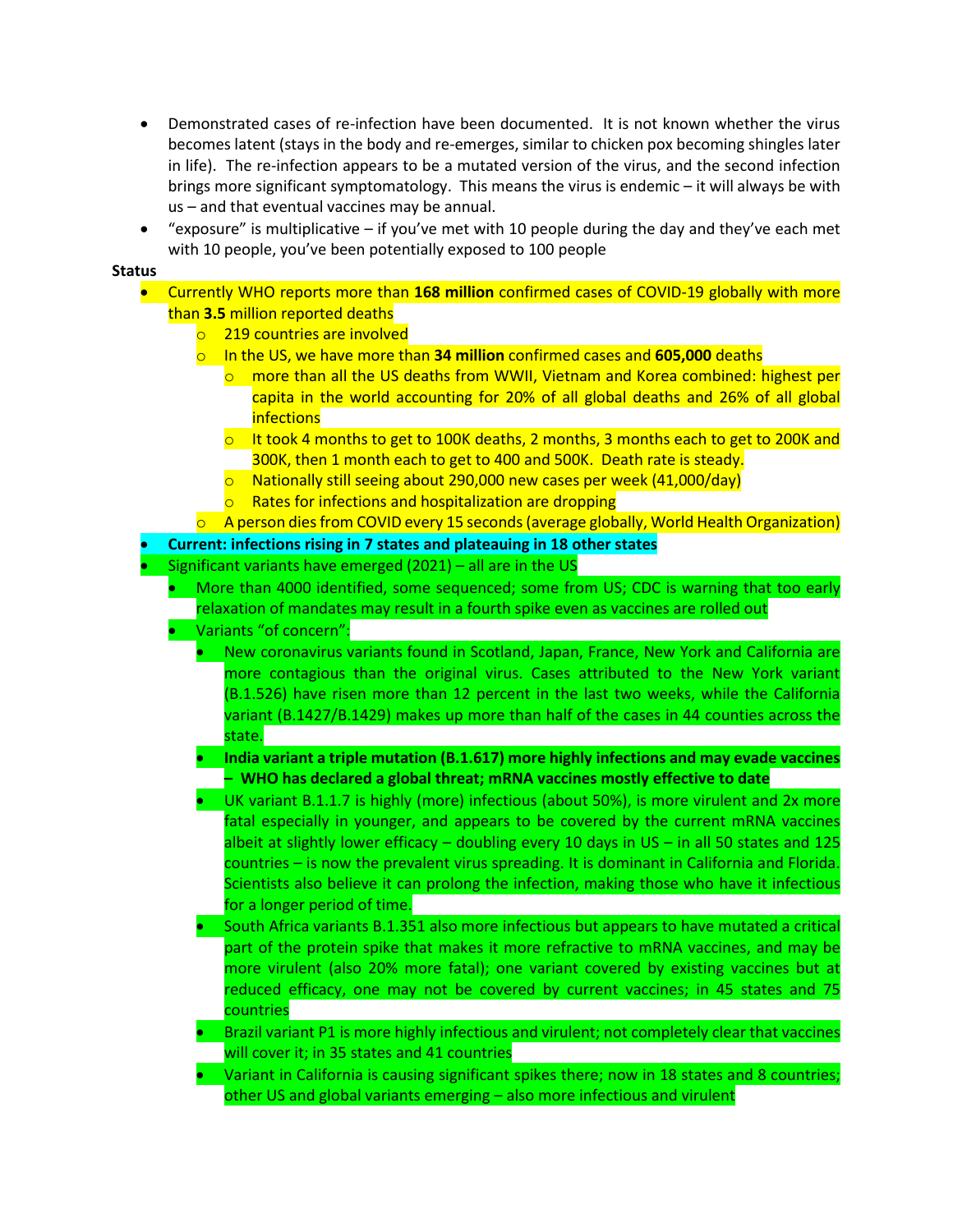- Demonstrated cases of re-infection have been documented. It is not known whether the virus becomes latent (stays in the body and re-emerges, similar to chicken pox becoming shingles later in life). The re-infection appears to be a mutated version of the virus, and the second infection brings more significant symptomatology. This means the virus is endemic – it will always be with us – and that eventual vaccines may be annual.
- "exposure" is multiplicative – if you've met with 10 people during the day and they've each met with 10 people, you've been potentially exposed to 100 people

**Status**

- Currently WHO reports more than **168 million** confirmed cases of COVID-19 globally with more than **3.5** million reported deaths
  - 219 countries are involved
  - In the US, we have more than **34 million** confirmed cases and **605,000** deaths
    - more than all the US deaths from WWII, Vietnam and Korea combined: highest per capita in the world accounting for 20% of all global deaths and 26% of all global infections
    - It took 4 months to get to 100K deaths, 2 months, 3 months each to get to 200K and 300K, then 1 month each to get to 400 and 500K. Death rate is steady.
    - Nationally still seeing about 290,000 new cases per week (41,000/day)
    - Rates for infections and hospitalization are dropping
  - A person dies from COVID every 15 seconds (average globally, World Health Organization)
- **Current: infections rising in 7 states and plateauing in 18 other states**
- Significant variants have emerged (2021) – all are in the US
  - More than 4000 identified, some sequenced; some from US; CDC is warning that too early relaxation of mandates may result in a fourth spike even as vaccines are rolled out
  - Variants "of concern":
    - New coronavirus variants found in Scotland, Japan, France, New York and California are more contagious than the original virus. Cases attributed to the New York variant (B.1.526) have risen more than 12 percent in the last two weeks, while the California variant (B.1427/B.1429) makes up more than half of the cases in 44 counties across the state.
    - **India variant a triple mutation (B.1.617) more highly infections and may evade vaccines – WHO has declared a global threat; mRNA vaccines mostly effective to date**
    - UK variant B.1.1.7 is highly (more) infectious (about 50%), is more virulent and 2x more fatal especially in younger, and appears to be covered by the current mRNA vaccines albeit at slightly lower efficacy – doubling every 10 days in US – in all 50 states and 125 countries – is now the prevalent virus spreading. It is dominant in California and Florida. Scientists also believe it can prolong the infection, making those who have it infectious for a longer period of time.
    - South Africa variants B.1.351 also more infectious but appears to have mutated a critical part of the protein spike that makes it more refractive to mRNA vaccines, and may be more virulent (also 20% more fatal); one variant covered by existing vaccines but at reduced efficacy, one may not be covered by current vaccines; in 45 states and 75 countries
    - Brazil variant P1 is more highly infectious and virulent; not completely clear that vaccines will cover it; in 35 states and 41 countries
    - Variant in California is causing significant spikes there; now in 18 states and 8 countries; other US and global variants emerging – also more infectious and virulent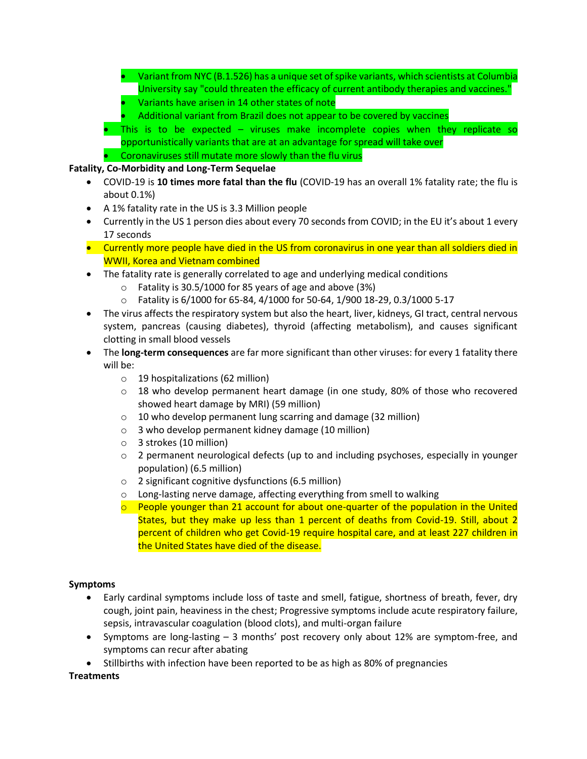- Variant from NYC (B.1.526) has a unique set of spike variants, which scientists at Columbia University say "could threaten the efficacy of current antibody therapies and vaccines."
    - Variants have arisen in 14 other states of note
    - Additional variant from Brazil does not appear to be covered by vaccines
  - This is to be expected – viruses make incomplete copies when they replicate so opportunistically variants that are at an advantage for spread will take over
  - Coronaviruses still mutate more slowly than the flu virus

**Fatality, Co-Morbidity and Long-Term Sequelae**

- COVID-19 is **10 times more fatal than the flu** (COVID-19 has an overall 1% fatality rate; the flu is about 0.1%)
- A 1% fatality rate in the US is 3.3 Million people
- Currently in the US 1 person dies about every 70 seconds from COVID; in the EU it's about 1 every 17 seconds
- Currently more people have died in the US from coronavirus in one year than all soldiers died in WWII, Korea and Vietnam combined
- The fatality rate is generally correlated to age and underlying medical conditions
    - Fatality is 30.5/1000 for 85 years of age and above (3%)
    - Fatality is 6/1000 for 65-84, 4/1000 for 50-64, 1/900 18-29, 0.3/1000 5-17
- The virus affects the respiratory system but also the heart, liver, kidneys, GI tract, central nervous system, pancreas (causing diabetes), thyroid (affecting metabolism), and causes significant clotting in small blood vessels
- The **long-term consequences** are far more significant than other viruses: for every 1 fatality there will be:
    - 19 hospitalizations (62 million)
    - 18 who develop permanent heart damage (in one study, 80% of those who recovered showed heart damage by MRI) (59 million)
    - 10 who develop permanent lung scarring and damage (32 million)
    - 3 who develop permanent kidney damage (10 million)
    - 3 strokes (10 million)
    - 2 permanent neurological defects (up to and including psychoses, especially in younger population) (6.5 million)
    - 2 significant cognitive dysfunctions (6.5 million)
    - Long-lasting nerve damage, affecting everything from smell to walking
    - People younger than 21 account for about one-quarter of the population in the United States, but they make up less than 1 percent of deaths from Covid-19. Still, about 2 percent of children who get Covid-19 require hospital care, and at least 227 children in the United States have died of the disease.

**Symptoms**

- Early cardinal symptoms include loss of taste and smell, fatigue, shortness of breath, fever, dry cough, joint pain, heaviness in the chest; Progressive symptoms include acute respiratory failure, sepsis, intravascular coagulation (blood clots), and multi-organ failure
- Symptoms are long-lasting – 3 months' post recovery only about 12% are symptom-free, and symptoms can recur after abating
- Stillbirths with infection have been reported to be as high as 80% of pregnancies

**Treatments**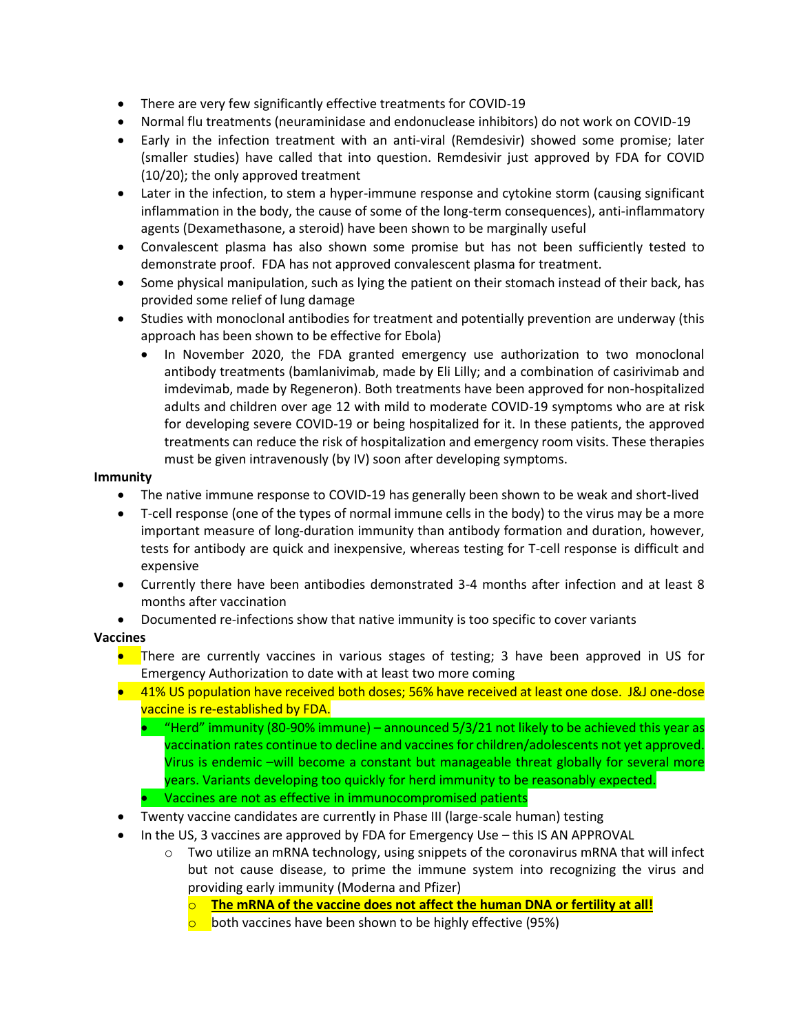- There are very few significantly effective treatments for COVID-19
- Normal flu treatments (neuraminidase and endonuclease inhibitors) do not work on COVID-19
- Early in the infection treatment with an anti-viral (Remdesivir) showed some promise; later (smaller studies) have called that into question. Remdesivir just approved by FDA for COVID (10/20); the only approved treatment
- Later in the infection, to stem a hyper-immune response and cytokine storm (causing significant inflammation in the body, the cause of some of the long-term consequences), anti-inflammatory agents (Dexamethasone, a steroid) have been shown to be marginally useful
- Convalescent plasma has also shown some promise but has not been sufficiently tested to demonstrate proof. FDA has not approved convalescent plasma for treatment.
- Some physical manipulation, such as lying the patient on their stomach instead of their back, has provided some relief of lung damage
- Studies with monoclonal antibodies for treatment and potentially prevention are underway (this approach has been shown to be effective for Ebola)
  - In November 2020, the FDA granted emergency use authorization to two monoclonal antibody treatments (bamlanivimab, made by Eli Lilly; and a combination of casirivimab and imdevimab, made by Regeneron). Both treatments have been approved for non-hospitalized adults and children over age 12 with mild to moderate COVID-19 symptoms who are at risk for developing severe COVID-19 or being hospitalized for it. In these patients, the approved treatments can reduce the risk of hospitalization and emergency room visits. These therapies must be given intravenously (by IV) soon after developing symptoms.

**Immunity**

- The native immune response to COVID-19 has generally been shown to be weak and short-lived
- T-cell response (one of the types of normal immune cells in the body) to the virus may be a more important measure of long-duration immunity than antibody formation and duration, however, tests for antibody are quick and inexpensive, whereas testing for T-cell response is difficult and expensive
- Currently there have been antibodies demonstrated 3-4 months after infection and at least 8 months after vaccination
- Documented re-infections show that native immunity is too specific to cover variants

**Vaccines**

- There are currently vaccines in various stages of testing; 3 have been approved in US for Emergency Authorization to date with at least two more coming
- 41% US population have received both doses; 56% have received at least one dose. J&J one-dose vaccine is re-established by FDA.
  - "Herd" immunity (80-90% immune) – announced 5/3/21 not likely to be achieved this year as vaccination rates continue to decline and vaccines for children/adolescents not yet approved. Virus is endemic –will become a constant but manageable threat globally for several more years. Variants developing too quickly for herd immunity to be reasonably expected.
  - Vaccines are not as effective in immunocompromised patients
- Twenty vaccine candidates are currently in Phase III (large-scale human) testing
- In the US, 3 vaccines are approved by FDA for Emergency Use – this IS AN APPROVAL
  - Two utilize an mRNA technology, using snippets of the coronavirus mRNA that will infect but not cause disease, to prime the immune system into recognizing the virus and providing early immunity (Moderna and Pfizer)
  - **The mRNA of the vaccine does not affect the human DNA or fertility at all!**
  - both vaccines have been shown to be highly effective (95%)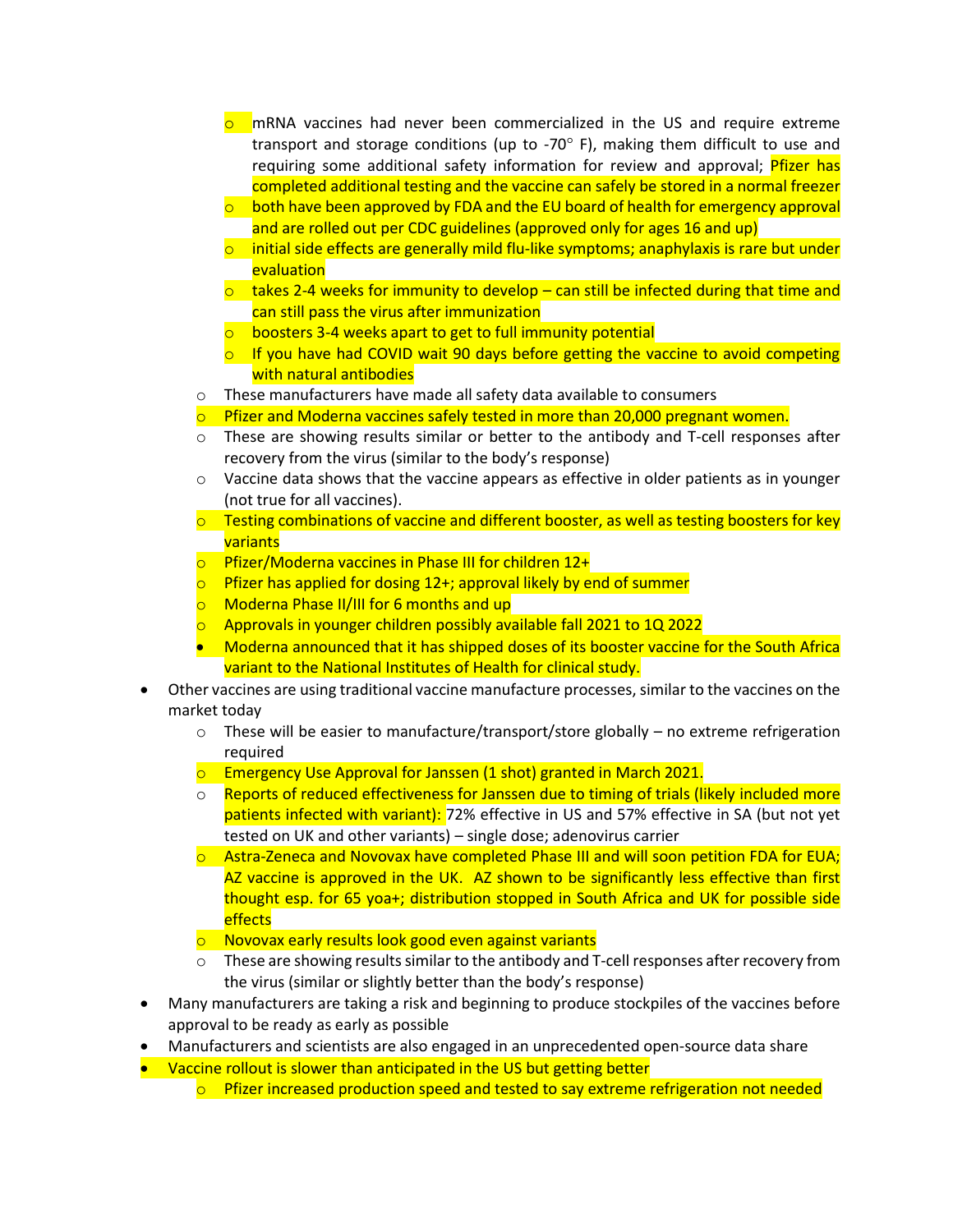- mRNA vaccines had never been commercialized in the US and require extreme transport and storage conditions (up to -70° F), making them difficult to use and requiring some additional safety information for review and approval; Pfizer has completed additional testing and the vaccine can safely be stored in a normal freezer
    - both have been approved by FDA and the EU board of health for emergency approval and are rolled out per CDC guidelines (approved only for ages 16 and up)
    - initial side effects are generally mild flu-like symptoms; anaphylaxis is rare but under evaluation
    - takes 2-4 weeks for immunity to develop – can still be infected during that time and can still pass the virus after immunization
    - boosters 3-4 weeks apart to get to full immunity potential
    - If you have had COVID wait 90 days before getting the vaccine to avoid competing with natural antibodies
  - These manufacturers have made all safety data available to consumers
  - Pfizer and Moderna vaccines safely tested in more than 20,000 pregnant women.
  - These are showing results similar or better to the antibody and T-cell responses after recovery from the virus (similar to the body's response)
  - Vaccine data shows that the vaccine appears as effective in older patients as in younger (not true for all vaccines).
  - Testing combinations of vaccine and different booster, as well as testing boosters for key variants
  - Pfizer/Moderna vaccines in Phase III for children 12+
  - Pfizer has applied for dosing 12+; approval likely by end of summer
  - Moderna Phase II/III for 6 months and up
  - Approvals in younger children possibly available fall 2021 to 1Q 2022
  - Moderna announced that it has shipped doses of its booster vaccine for the South Africa variant to the National Institutes of Health for clinical study.
- Other vaccines are using traditional vaccine manufacture processes, similar to the vaccines on the market today
  - These will be easier to manufacture/transport/store globally – no extreme refrigeration required
  - Emergency Use Approval for Janssen (1 shot) granted in March 2021.
  - Reports of reduced effectiveness for Janssen due to timing of trials (likely included more patients infected with variant): 72% effective in US and 57% effective in SA (but not yet tested on UK and other variants) – single dose; adenovirus carrier
  - Astra-Zeneca and Novovax have completed Phase III and will soon petition FDA for EUA; AZ vaccine is approved in the UK. AZ shown to be significantly less effective than first thought esp. for 65 yoa+; distribution stopped in South Africa and UK for possible side effects
  - Novovax early results look good even against variants
  - These are showing results similar to the antibody and T-cell responses after recovery from the virus (similar or slightly better than the body's response)
- Many manufacturers are taking a risk and beginning to produce stockpiles of the vaccines before approval to be ready as early as possible
- Manufacturers and scientists are also engaged in an unprecedented open-source data share
- Vaccine rollout is slower than anticipated in the US but getting better
  - Pfizer increased production speed and tested to say extreme refrigeration not needed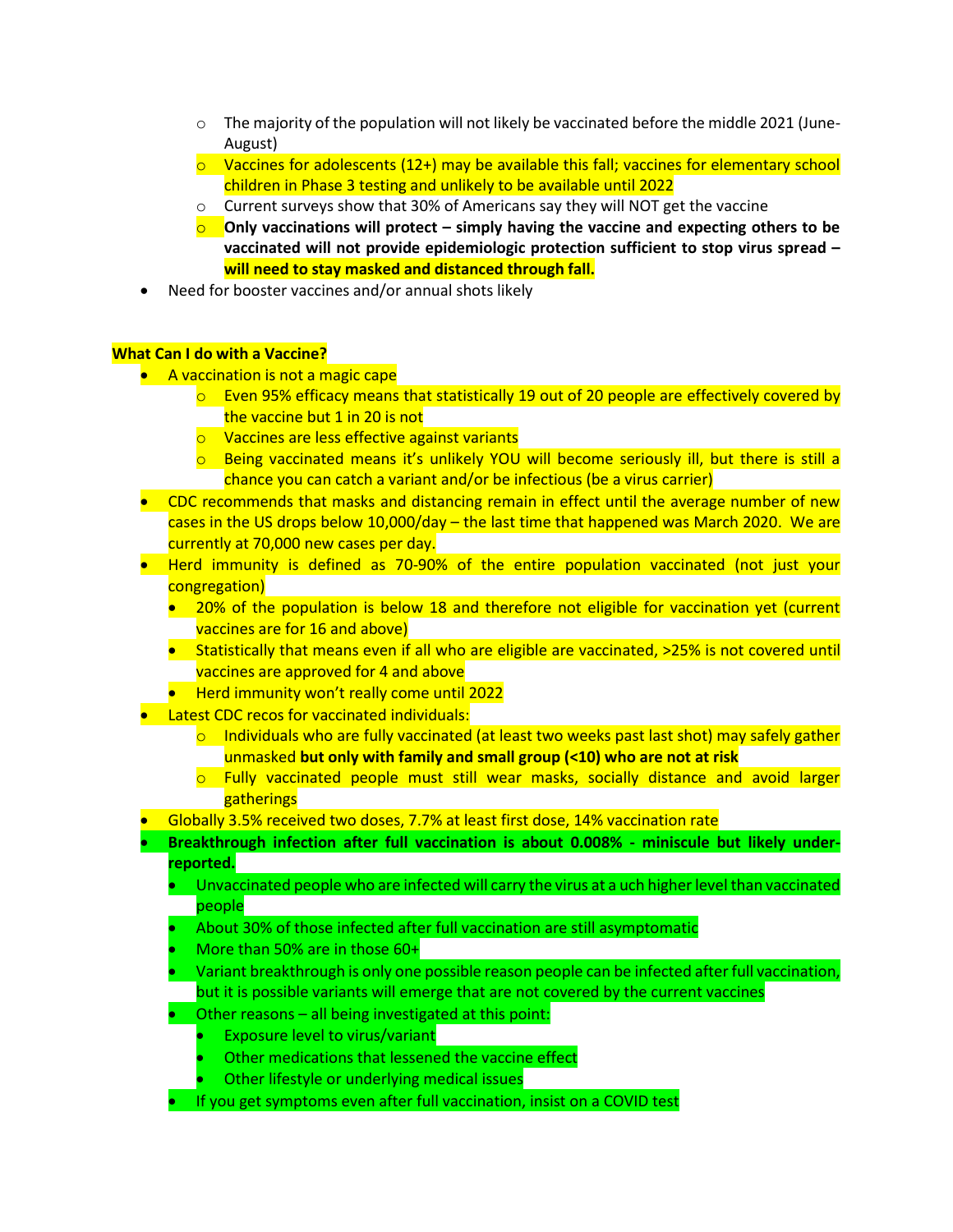- The majority of the population will not likely be vaccinated before the middle 2021 (June-August)
  - Vaccines for adolescents (12+) may be available this fall; vaccines for elementary school children in Phase 3 testing and unlikely to be available until 2022
  - Current surveys show that 30% of Americans say they will NOT get the vaccine
  - **Only vaccinations will protect – simply having the vaccine and expecting others to be vaccinated will not provide epidemiologic protection sufficient to stop virus spread – will need to stay masked and distanced through fall.**
- Need for booster vaccines and/or annual shots likely

**What Can I do with a Vaccine?**

- A vaccination is not a magic cape
  - Even 95% efficacy means that statistically 19 out of 20 people are effectively covered by the vaccine but 1 in 20 is not
  - Vaccines are less effective against variants
  - Being vaccinated means it's unlikely YOU will become seriously ill, but there is still a chance you can catch a variant and/or be infectious (be a virus carrier)
- CDC recommends that masks and distancing remain in effect until the average number of new cases in the US drops below 10,000/day – the last time that happened was March 2020. We are currently at 70,000 new cases per day.
- Herd immunity is defined as 70-90% of the entire population vaccinated (not just your congregation)
  - 20% of the population is below 18 and therefore not eligible for vaccination yet (current vaccines are for 16 and above)
  - Statistically that means even if all who are eligible are vaccinated, >25% is not covered until vaccines are approved for 4 and above
  - Herd immunity won't really come until 2022
- Latest CDC recos for vaccinated individuals:
  - Individuals who are fully vaccinated (at least two weeks past last shot) may safely gather unmasked **but only with family and small group (<10) who are not at risk**
  - Fully vaccinated people must still wear masks, socially distance and avoid larger gatherings
- Globally 3.5% received two doses, 7.7% at least first dose, 14% vaccination rate
- **Breakthrough infection after full vaccination is about 0.008% - miniscule but likely under-reported.**
  - Unvaccinated people who are infected will carry the virus at a uch higher level than vaccinated people
  - About 30% of those infected after full vaccination are still asymptomatic
  - More than 50% are in those 60+
  - Variant breakthrough is only one possible reason people can be infected after full vaccination, but it is possible variants will emerge that are not covered by the current vaccines
  - Other reasons – all being investigated at this point:
    - Exposure level to virus/variant
    - Other medications that lessened the vaccine effect
    - Other lifestyle or underlying medical issues
  - If you get symptoms even after full vaccination, insist on a COVID test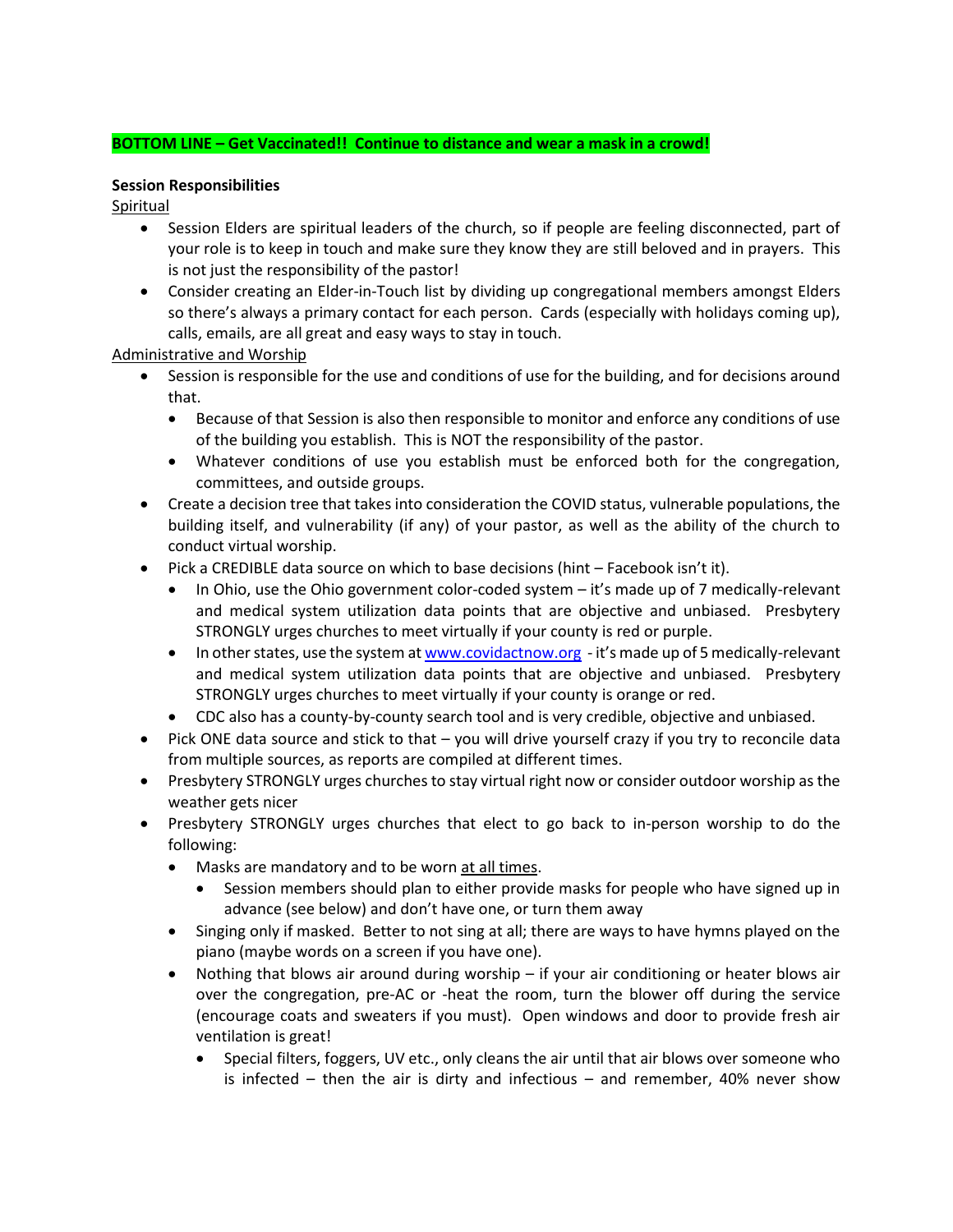**BOTTOM LINE – Get Vaccinated!! Continue to distance and wear a mask in a crowd!**

**Session Responsibilities**

Spiritual

- Session Elders are spiritual leaders of the church, so if people are feeling disconnected, part of your role is to keep in touch and make sure they know they are still beloved and in prayers. This is not just the responsibility of the pastor!
- Consider creating an Elder-in-Touch list by dividing up congregational members amongst Elders so there's always a primary contact for each person. Cards (especially with holidays coming up), calls, emails, are all great and easy ways to stay in touch.

Administrative and Worship

- Session is responsible for the use and conditions of use for the building, and for decisions around that.
  - Because of that Session is also then responsible to monitor and enforce any conditions of use of the building you establish. This is NOT the responsibility of the pastor.
  - Whatever conditions of use you establish must be enforced both for the congregation, committees, and outside groups.
- Create a decision tree that takes into consideration the COVID status, vulnerable populations, the building itself, and vulnerability (if any) of your pastor, as well as the ability of the church to conduct virtual worship.
- Pick a CREDIBLE data source on which to base decisions (hint – Facebook isn't it).
  - In Ohio, use the Ohio government color-coded system – it's made up of 7 medically-relevant and medical system utilization data points that are objective and unbiased. Presbytery STRONGLY urges churches to meet virtually if your county is red or purple.
  - In other states, use the system at [www.covidactnow.org](http://www.covidactnow.org) - it's made up of 5 medically-relevant and medical system utilization data points that are objective and unbiased. Presbytery STRONGLY urges churches to meet virtually if your county is orange or red.
  - CDC also has a county-by-county search tool and is very credible, objective and unbiased.
- Pick ONE data source and stick to that – you will drive yourself crazy if you try to reconcile data from multiple sources, as reports are compiled at different times.
- Presbytery STRONGLY urges churches to stay virtual right now or consider outdoor worship as the weather gets nicer
- Presbytery STRONGLY urges churches that elect to go back to in-person worship to do the following:
  - Masks are mandatory and to be worn at all times.
    - Session members should plan to either provide masks for people who have signed up in advance (see below) and don't have one, or turn them away
  - Singing only if masked. Better to not sing at all; there are ways to have hymns played on the piano (maybe words on a screen if you have one).
  - Nothing that blows air around during worship – if your air conditioning or heater blows air over the congregation, pre-AC or -heat the room, turn the blower off during the service (encourage coats and sweaters if you must). Open windows and door to provide fresh air ventilation is great!
    - Special filters, foggers, UV etc., only cleans the air until that air blows over someone who is infected – then the air is dirty and infectious – and remember, 40% never show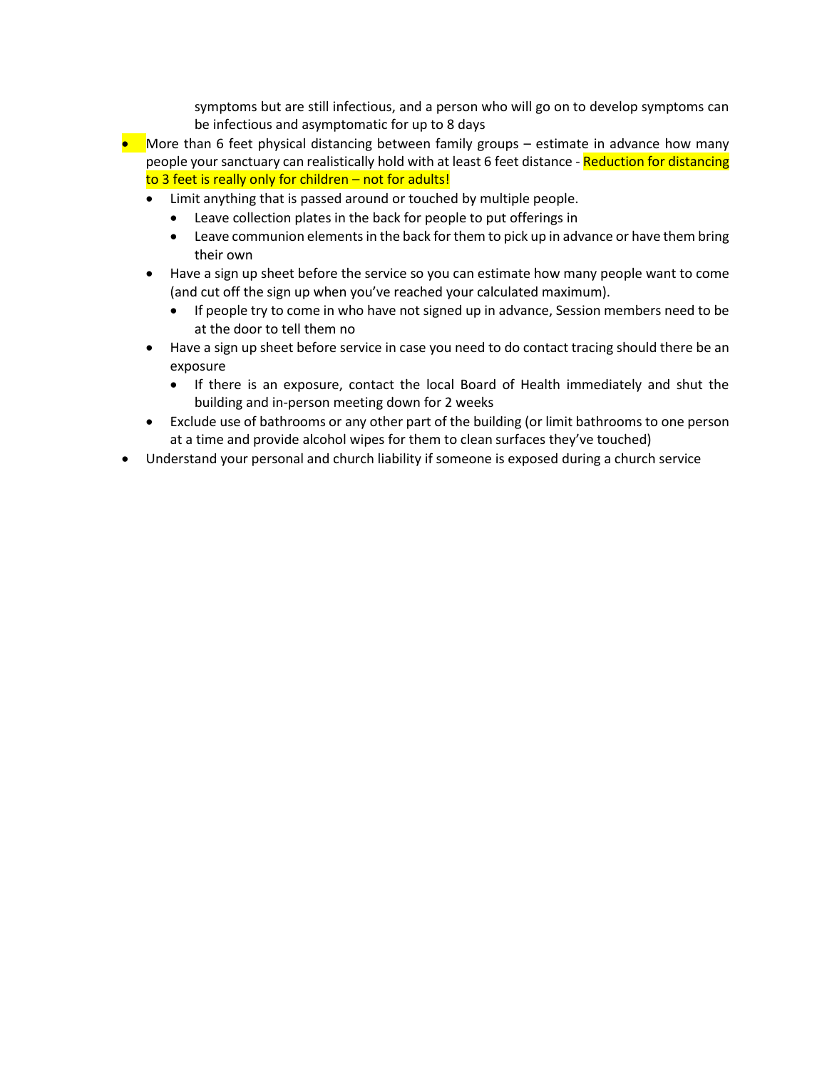symptoms but are still infectious, and a person who will go on to develop symptoms can be infectious and asymptomatic for up to 8 days

- More than 6 feet physical distancing between family groups – estimate in advance how many people your sanctuary can realistically hold with at least 6 feet distance - Reduction for distancing to 3 feet is really only for children – not for adults!
  - Limit anything that is passed around or touched by multiple people.
    - Leave collection plates in the back for people to put offerings in
    - Leave communion elements in the back for them to pick up in advance or have them bring their own
  - Have a sign up sheet before the service so you can estimate how many people want to come (and cut off the sign up when you've reached your calculated maximum).
    - If people try to come in who have not signed up in advance, Session members need to be at the door to tell them no
  - Have a sign up sheet before service in case you need to do contact tracing should there be an exposure
    - If there is an exposure, contact the local Board of Health immediately and shut the building and in-person meeting down for 2 weeks
  - Exclude use of bathrooms or any other part of the building (or limit bathrooms to one person at a time and provide alcohol wipes for them to clean surfaces they've touched)
- Understand your personal and church liability if someone is exposed during a church service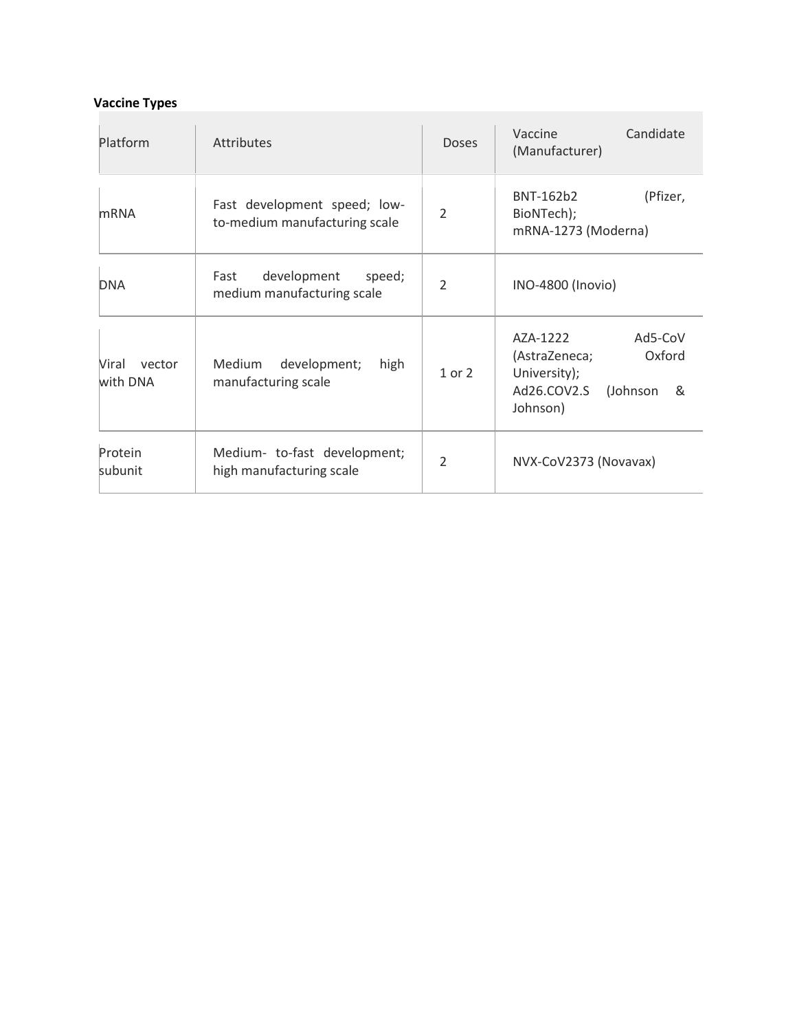**Vaccine Types**

| Platform | Attributes | Doses | Vaccine Candidate (Manufacturer) |
| --- | --- | --- | --- |
| mRNA | Fast development speed; low-to-medium manufacturing scale | 2 | BNT-162b2 (Pfizer, BioNTech); mRNA-1273 (Moderna) |
| DNA | Fast development speed; medium manufacturing scale | 2 | INO-4800 (Inovio) |
| Viral vector with DNA | Medium development; high manufacturing scale | 1 or 2 | AZA-1222 Ad5-CoV (AstraZeneca; Oxford University); Ad26.COV2.S (Johnson & Johnson) |
| Protein subunit | Medium- to-fast development; high manufacturing scale | 2 | NVX-CoV2373 (Novavax) |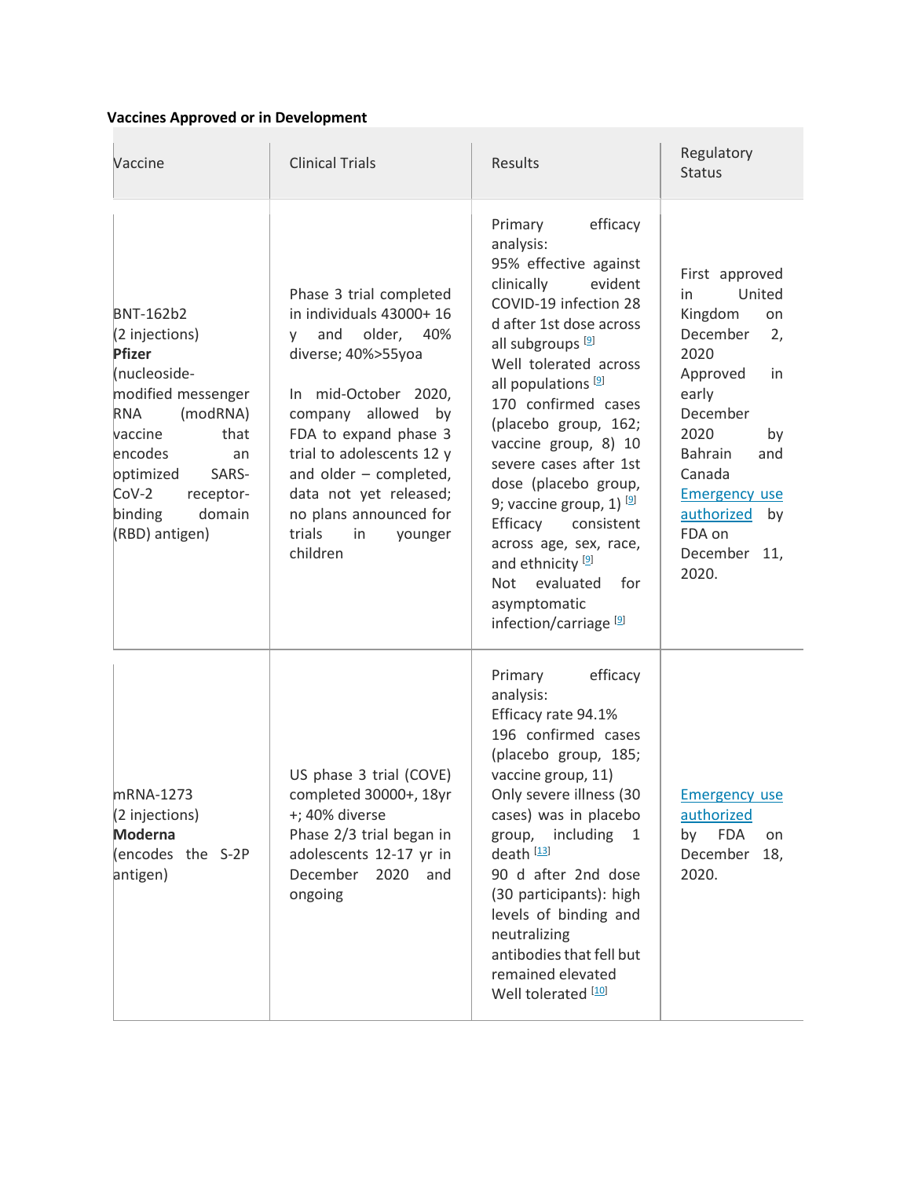**Vaccines Approved or in Development**

| Vaccine | Clinical Trials | Results | Regulatory Status |
|---|---|---|---|
| BNT-162b2 (2 injections) **Pfizer** (nucleoside-modified messenger RNA (modRNA) vaccine that encodes an optimized SARS-CoV-2 receptor-binding domain (RBD) antigen) | Phase 3 trial completed in individuals 43000+ 16 y and older, 40% diverse; 40%>55yoa<br><br>In mid-October 2020, company allowed by FDA to expand phase 3 trial to adolescents 12 y and older – completed, data not yet released; no plans announced for trials in younger children | Primary efficacy analysis:<br>95% effective against clinically evident COVID-19 infection 28 d after 1st dose across all subgroups [9]<br>Well tolerated across all populations [9]<br>170 confirmed cases (placebo group, 162; vaccine group, 8) 10 severe cases after 1st dose (placebo group, 9; vaccine group, 1) [9]<br>Efficacy consistent across age, sex, race, and ethnicity [9]<br>Not evaluated for asymptomatic infection/carriage [9] | First approved in United Kingdom on December 2, 2020<br>Approved in early December 2020 by Bahrain and Canada<br>Emergency use authorized by FDA on December 11, 2020. |
| mRNA-1273 (2 injections) **Moderna** (encodes the S-2P antigen) | US phase 3 trial (COVE) completed 30000+, 18yr +; 40% diverse<br>Phase 2/3 trial began in adolescents 12-17 yr in December 2020 and ongoing | Primary efficacy analysis:<br>Efficacy rate 94.1%<br>196 confirmed cases (placebo group, 185; vaccine group, 11)<br>Only severe illness (30 cases) was in placebo group, including 1 death [13]<br>90 d after 2nd dose (30 participants): high levels of binding and neutralizing antibodies that fell but remained elevated<br>Well tolerated [10] | Emergency use authorized by FDA on December 18, 2020. |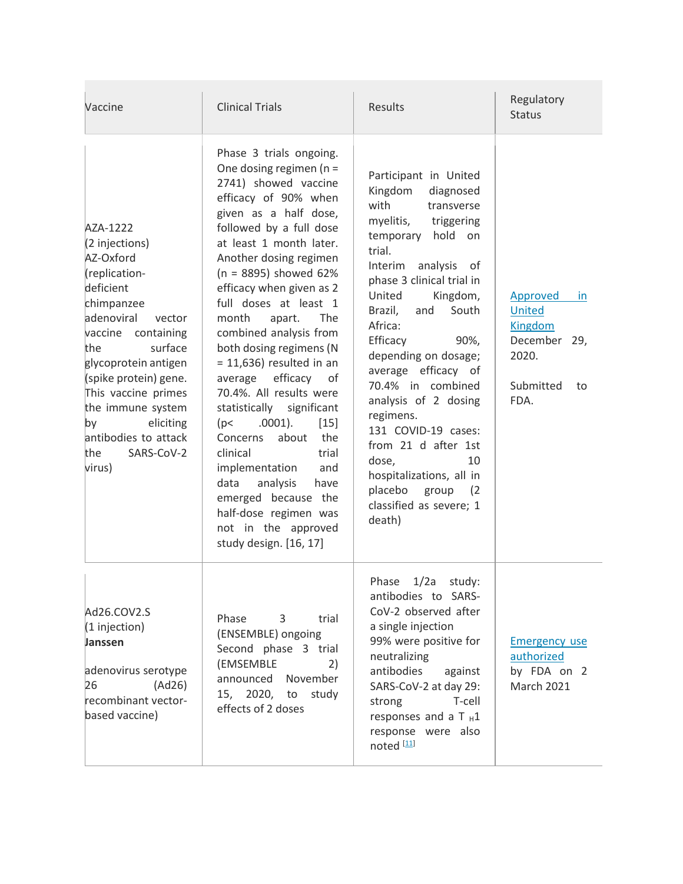| Vaccine | Clinical Trials | Results | Regulatory Status |
|---|---|---|---|
| AZA-1222 (2 injections) AZ-Oxford (replication-deficient chimpanzee adenoviral vector vaccine containing the surface glycoprotein antigen (spike protein) gene. This vaccine primes the immune system by eliciting antibodies to attack the SARS-CoV-2 virus) | Phase 3 trials ongoing. One dosing regimen (n = 2741) showed vaccine efficacy of 90% when given as a half dose, followed by a full dose at least 1 month later. Another dosing regimen (n = 8895) showed 62% efficacy when given as 2 full doses at least 1 month apart. The combined analysis from both dosing regimens (N = 11,636) resulted in an average efficacy of 70.4%. All results were statistically significant ($p < .0001$). [15] Concerns about the clinical trial implementation and data analysis have emerged because the half-dose regimen was not in the approved study design. [16, 17] | Participant in United Kingdom diagnosed with transverse myelitis, triggering temporary hold on trial. Interim analysis of phase 3 clinical trial in United Kingdom, Brazil, and South Africa: Efficacy 90%, depending on dosage; average efficacy of 70.4% in combined analysis of 2 dosing regimens. 131 COVID-19 cases: from 21 d after 1st dose, 10 hospitalizations, all in placebo group (2 classified as severe; 1 death) | Approved in United Kingdom December 29, 2020. Submitted to FDA. |
| Ad26.COV2.S (1 injection) **Janssen** adenovirus serotype 26 (Ad26) recombinant vector-based vaccine) | Phase 3 trial (ENSEMBLE) ongoing Second phase 3 trial (EMSEMBLE 2) announced November 15, 2020, to study effects of 2 doses | Phase 1/2a study: antibodies to SARS-CoV-2 observed after a single injection 99% were positive for neutralizing antibodies against SARS-CoV-2 at day 29: strong T-cell responses and a $T_H1$ response were also noted [11] | Emergency use authorized by FDA on 2 March 2021 |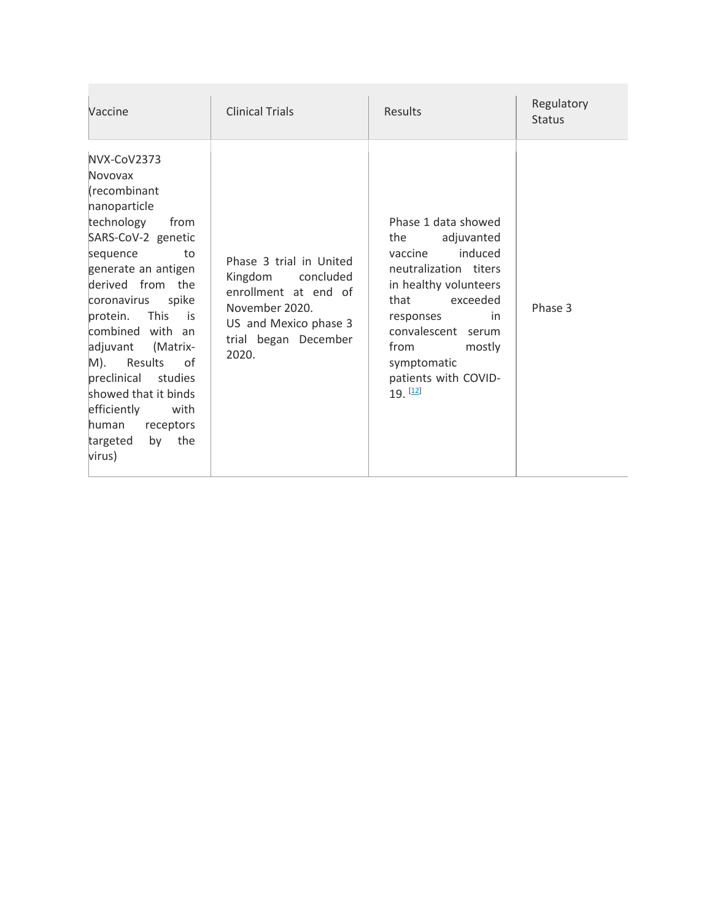| Vaccine | Clinical Trials | Results | Regulatory Status |
| --- | --- | --- | --- |
| NVX-CoV2373 Novovax (recombinant nanoparticle technology from SARS-CoV-2 genetic sequence to generate an antigen derived from the coronavirus spike protein. This is combined with an adjuvant (Matrix-M). Results of preclinical studies showed that it binds efficiently with human receptors targeted by the virus) | Phase 3 trial in United Kingdom concluded enrollment at end of November 2020. US and Mexico phase 3 trial began December 2020. | Phase 1 data showed the adjuvanted vaccine induced neutralization titers in healthy volunteers that exceeded responses in convalescent serum from mostly symptomatic patients with COVID-19. [12] | Phase 3 |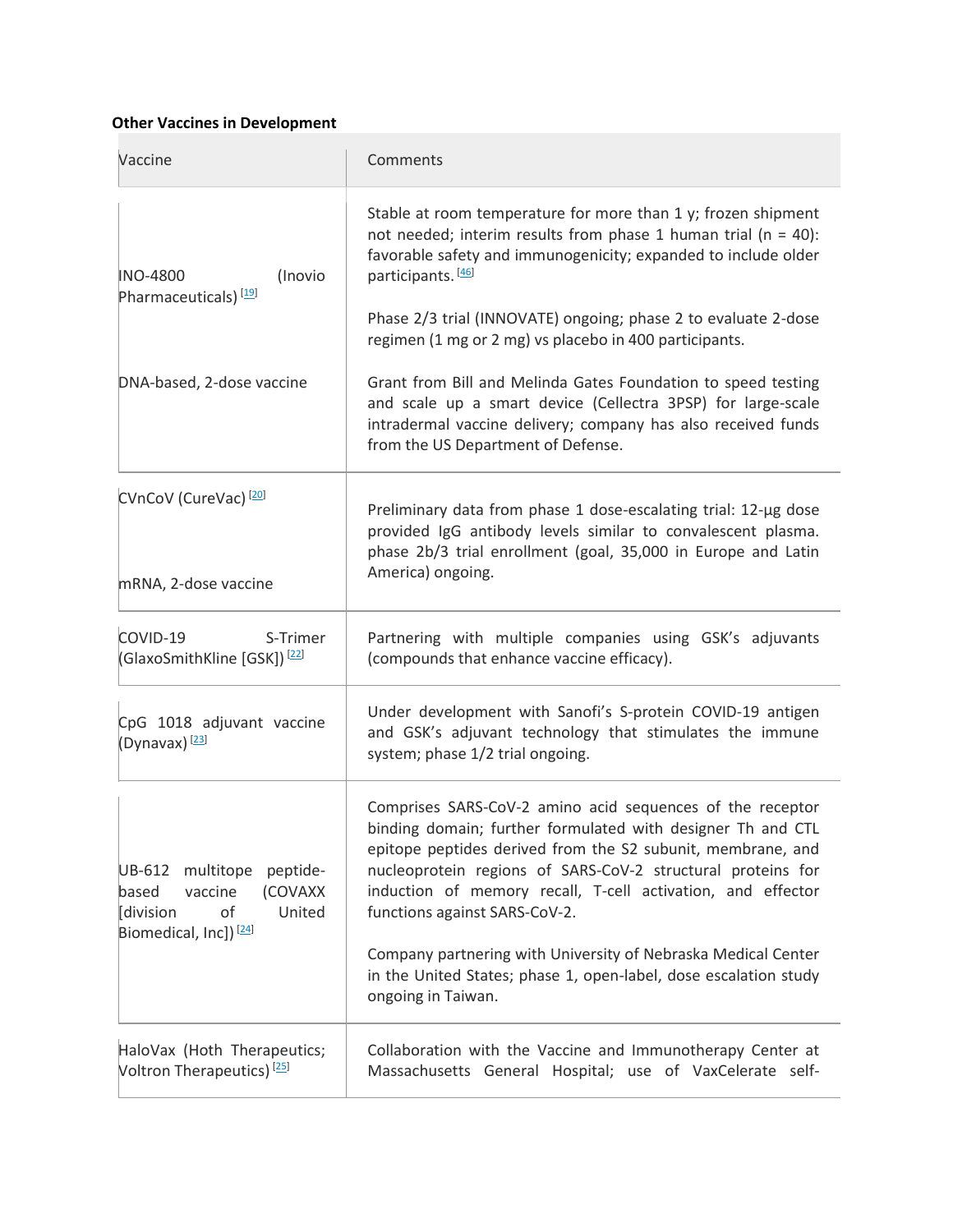**Other Vaccines in Development**

| Vaccine | Comments |
| --- | --- |
| INO-4800 (Inovio Pharmaceuticals) [19]<br><br>DNA-based, 2-dose vaccine | Stable at room temperature for more than 1 y; frozen shipment not needed; interim results from phase 1 human trial (n = 40): favorable safety and immunogenicity; expanded to include older participants. [46]<br><br>Phase 2/3 trial (INNOVATE) ongoing; phase 2 to evaluate 2-dose regimen (1 mg or 2 mg) vs placebo in 400 participants.<br><br>Grant from Bill and Melinda Gates Foundation to speed testing and scale up a smart device (Cellectra 3PSP) for large-scale intradermal vaccine delivery; company has also received funds from the US Department of Defense. |
| CVnCoV (CureVac) [20]<br><br>mRNA, 2-dose vaccine | Preliminary data from phase 1 dose-escalating trial: 12-µg dose provided IgG antibody levels similar to convalescent plasma. phase 2b/3 trial enrollment (goal, 35,000 in Europe and Latin America) ongoing. |
| COVID-19 S-Trimer (GlaxoSmithKline [GSK]) [22] | Partnering with multiple companies using GSK's adjuvants (compounds that enhance vaccine efficacy). |
| CpG 1018 adjuvant vaccine (Dynavax) [23] | Under development with Sanofi's S-protein COVID-19 antigen and GSK's adjuvant technology that stimulates the immune system; phase 1/2 trial ongoing. |
| UB-612 multitope peptide-based vaccine (COVAXX [division of United Biomedical, Inc]) [24] | Comprises SARS-CoV-2 amino acid sequences of the receptor binding domain; further formulated with designer Th and CTL epitope peptides derived from the S2 subunit, membrane, and nucleoprotein regions of SARS-CoV-2 structural proteins for induction of memory recall, T-cell activation, and effector functions against SARS-CoV-2.<br><br>Company partnering with University of Nebraska Medical Center in the United States; phase 1, open-label, dose escalation study ongoing in Taiwan. |
| HaloVax (Hoth Therapeutics; Voltron Therapeutics) [25] | Collaboration with the Vaccine and Immunotherapy Center at Massachusetts General Hospital; use of VaxCelerate self- |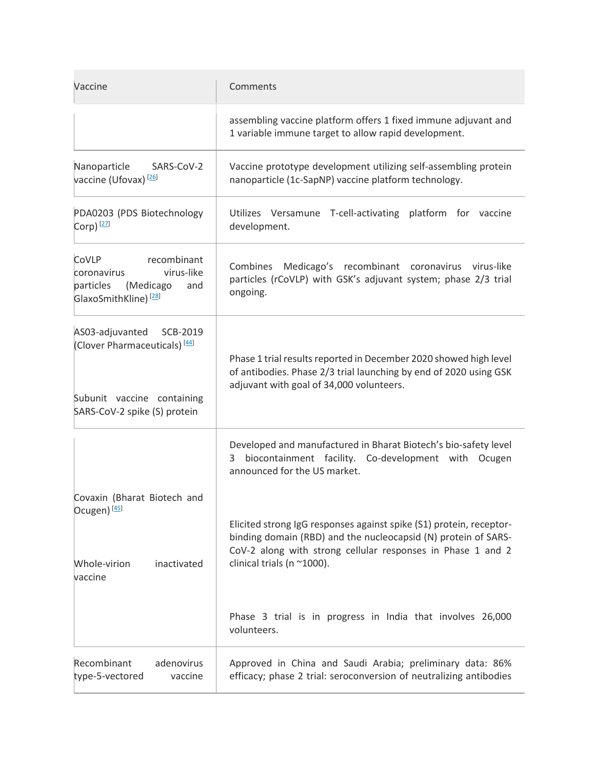| Vaccine | Comments |
| --- | --- |
| | assembling vaccine platform offers 1 fixed immune adjuvant and 1 variable immune target to allow rapid development. |
| Nanoparticle SARS-CoV-2 vaccine (Ufovax) [26] | Vaccine prototype development utilizing self-assembling protein nanoparticle (1c-SapNP) vaccine platform technology. |
| PDA0203 (PDS Biotechnology Corp) [27] | Utilizes Versamune T-cell-activating platform for vaccine development. |
| CoVLP recombinant coronavirus virus-like particles (Medicago and GlaxoSmithKline) [28] | Combines Medicago's recombinant coronavirus virus-like particles (rCoVLP) with GSK's adjuvant system; phase 2/3 trial ongoing. |
| AS03-adjuvanted SCB-2019 (Clover Pharmaceuticals) [44]<br><br>Subunit vaccine containing SARS-CoV-2 spike (S) protein | Phase 1 trial results reported in December 2020 showed high level of antibodies. Phase 2/3 trial launching by end of 2020 using GSK adjuvant with goal of 34,000 volunteers. |
| Covaxin (Bharat Biotech and Ocugen) [45]<br><br>Whole-virion inactivated vaccine | Developed and manufactured in Bharat Biotech's bio-safety level 3 biocontainment facility. Co-development with Ocugen announced for the US market.<br><br>Elicited strong IgG responses against spike (S1) protein, receptor-binding domain (RBD) and the nucleocapsid (N) protein of SARS-CoV-2 along with strong cellular responses in Phase 1 and 2 clinical trials (n ~1000).<br><br>Phase 3 trial is in progress in India that involves 26,000 volunteers. |
| Recombinant adenovirus type-5-vectored vaccine | Approved in China and Saudi Arabia; preliminary data: 86% efficacy; phase 2 trial: seroconversion of neutralizing antibodies |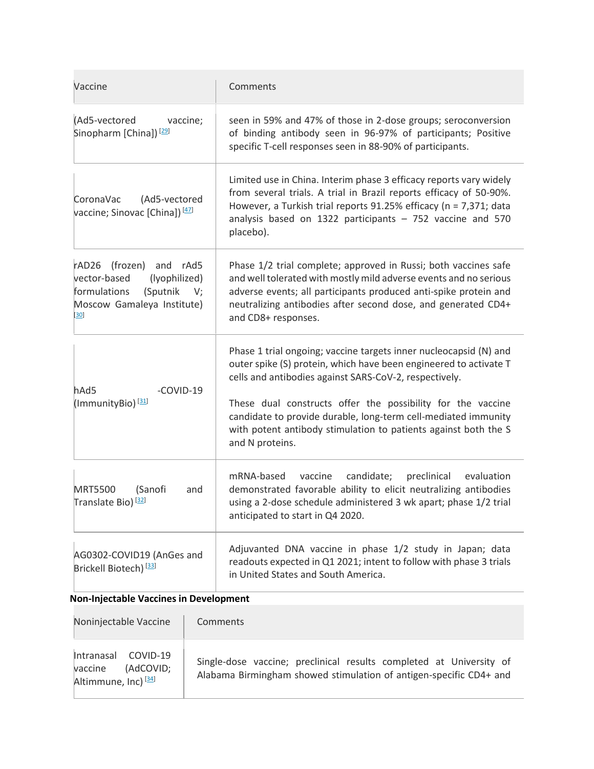| Vaccine | Comments |
| --- | --- |
| (Ad5-vectored vaccine; Sinopharm [China]) [29] | seen in 59% and 47% of those in 2-dose groups; seroconversion of binding antibody seen in 96-97% of participants; Positive specific T-cell responses seen in 88-90% of participants. |
| CoronaVac (Ad5-vectored vaccine; Sinovac [China]) [47] | Limited use in China. Interim phase 3 efficacy reports vary widely from several trials. A trial in Brazil reports efficacy of 50-90%. However, a Turkish trial reports 91.25% efficacy (n = 7,371; data analysis based on 1322 participants – 752 vaccine and 570 placebo). |
| rAD26 (frozen) and rAd5 vector-based (lyophilized) formulations (Sputnik V; Moscow Gamaleya Institute) [30] | Phase 1/2 trial complete; approved in Russi; both vaccines safe and well tolerated with mostly mild adverse events and no serious adverse events; all participants produced anti-spike protein and neutralizing antibodies after second dose, and generated CD4+ and CD8+ responses. |
| hAd5 -COVID-19 (ImmunityBio) [31] | Phase 1 trial ongoing; vaccine targets inner nucleocapsid (N) and outer spike (S) protein, which have been engineered to activate T cells and antibodies against SARS-CoV-2, respectively.<br><br>These dual constructs offer the possibility for the vaccine candidate to provide durable, long-term cell-mediated immunity with potent antibody stimulation to patients against both the S and N proteins. |
| MRT5500 (Sanofi and Translate Bio) [32] | mRNA-based vaccine candidate; preclinical evaluation demonstrated favorable ability to elicit neutralizing antibodies using a 2-dose schedule administered 3 wk apart; phase 1/2 trial anticipated to start in Q4 2020. |
| AG0302-COVID19 (AnGes and Brickell Biotech) [33] | Adjuvanted DNA vaccine in phase 1/2 study in Japan; data readouts expected in Q1 2021; intent to follow with phase 3 trials in United States and South America. |

**Non-Injectable Vaccines in Development**

| Noninjectable Vaccine | Comments |
| --- | --- |
| Intranasal COVID-19 vaccine (AdCOVID; Altimmune, Inc) [34] | Single-dose vaccine; preclinical results completed at University of Alabama Birmingham showed stimulation of antigen-specific CD4+ and |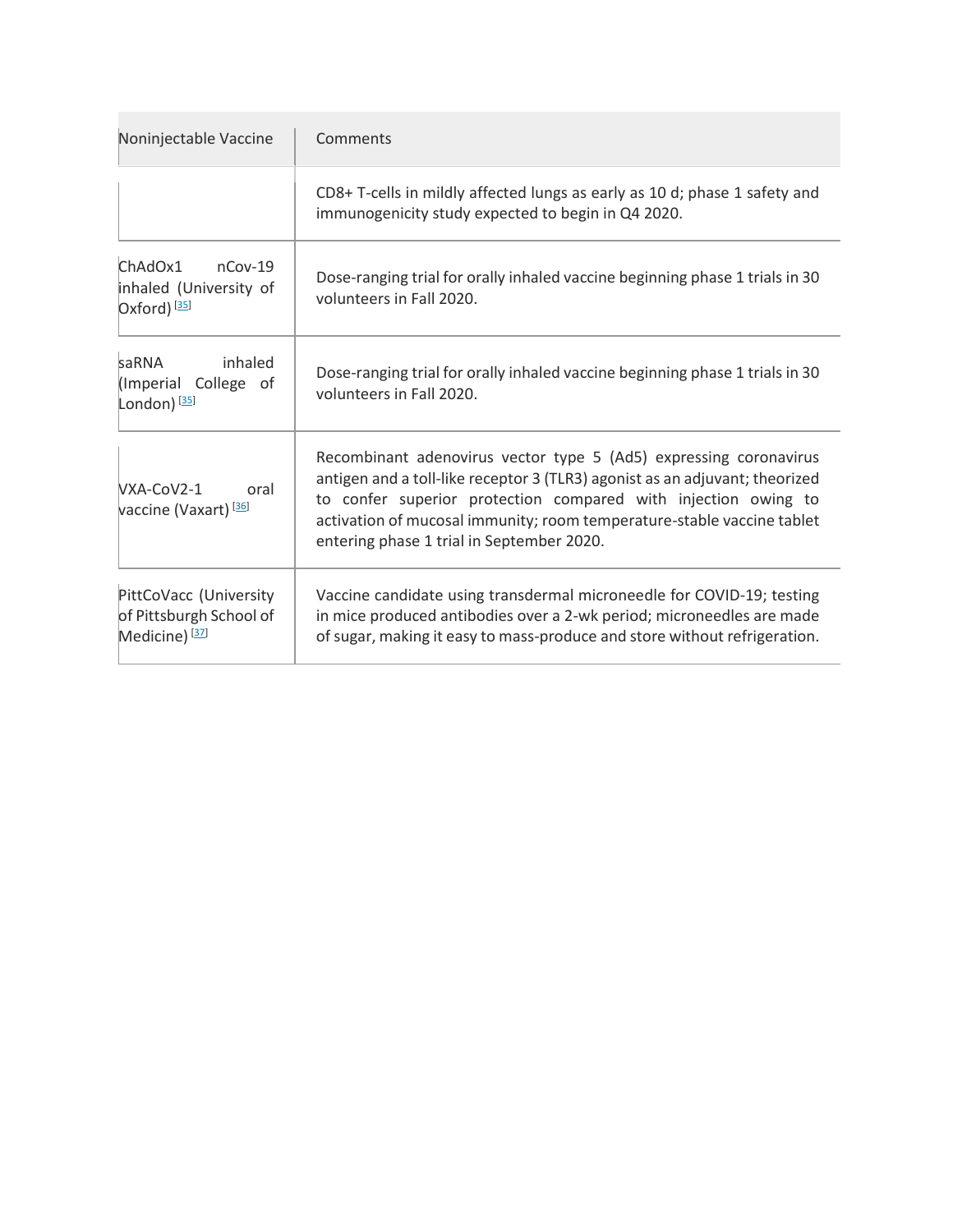| Noninjectable Vaccine | Comments |
| --- | --- |
| | CD8+ T-cells in mildly affected lungs as early as 10 d; phase 1 safety and immunogenicity study expected to begin in Q4 2020. |
| ChAdOx1 nCov-19 inhaled (University of Oxford) [35] | Dose-ranging trial for orally inhaled vaccine beginning phase 1 trials in 30 volunteers in Fall 2020. |
| saRNA inhaled (Imperial College of London) [35] | Dose-ranging trial for orally inhaled vaccine beginning phase 1 trials in 30 volunteers in Fall 2020. |
| VXA-CoV2-1 oral vaccine (Vaxart) [36] | Recombinant adenovirus vector type 5 (Ad5) expressing coronavirus antigen and a toll-like receptor 3 (TLR3) agonist as an adjuvant; theorized to confer superior protection compared with injection owing to activation of mucosal immunity; room temperature-stable vaccine tablet entering phase 1 trial in September 2020. |
| PittCoVacc (University of Pittsburgh School of Medicine) [37] | Vaccine candidate using transdermal microneedle for COVID-19; testing in mice produced antibodies over a 2-wk period; microneedles are made of sugar, making it easy to mass-produce and store without refrigeration. |